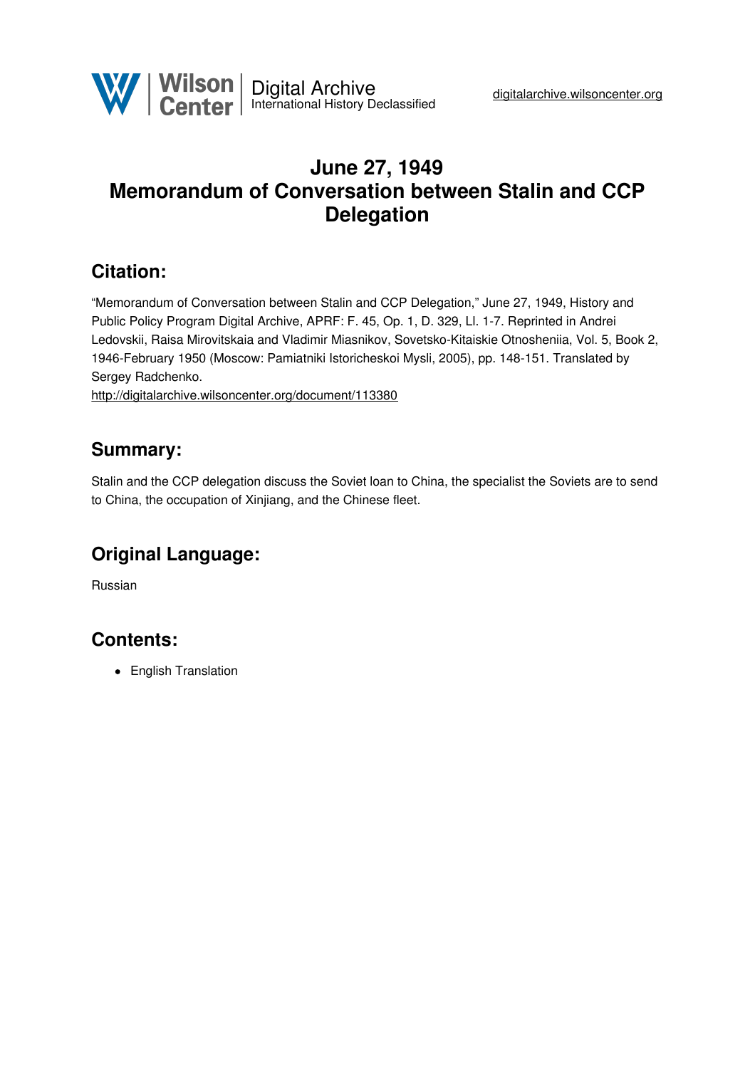# June 27, 1949
# Memorandum of Conversation between Stalin and CCP Delegation

## Citation:

"Memorandum of Conversation between Stalin and CCP Delegation," June 27, 1949, History and Public Policy Program Digital Archive, APRF: F. 45, Op. 1, D. 329, Ll. 1-7. Reprinted in Andrei Ledovskii, Raisa Mirovitskaia and Vladimir Miasnikov, Sovetsko-Kitaiskie Otnosheniia, Vol. 5, Book 2, 1946-February 1950 (Moscow: Pamiatniki Istoricheskoi Mysli, 2005), pp. 148-151. Translated by Sergey Radchenko.
http://digitalarchive.wilsoncenter.org/document/113380

## Summary:

Stalin and the CCP delegation discuss the Soviet loan to China, the specialist the Soviets are to send to China, the occupation of Xinjiang, and the Chinese fleet.

## Original Language:

Russian

## Contents:

- English Translation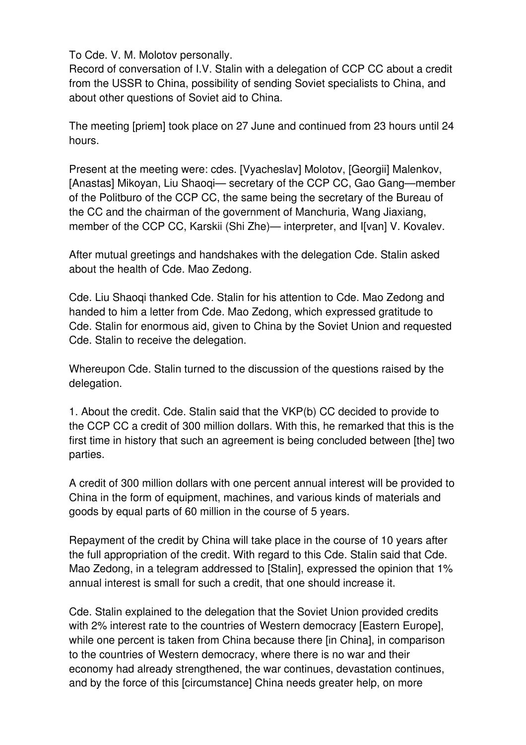To Cde. V. M. Molotov personally.
Record of conversation of I.V. Stalin with a delegation of CCP CC about a credit from the USSR to China, possibility of sending Soviet specialists to China, and about other questions of Soviet aid to China.

The meeting [priem] took place on 27 June and continued from 23 hours until 24 hours.

Present at the meeting were: cdes. [Vyacheslav] Molotov, [Georgii] Malenkov, [Anastas] Mikoyan, Liu Shaoqi— secretary of the CCP CC, Gao Gang—member of the Politburo of the CCP CC, the same being the secretary of the Bureau of the CC and the chairman of the government of Manchuria, Wang Jiaxiang, member of the CCP CC, Karskii (Shi Zhe)— interpreter, and I[van] V. Kovalev.

After mutual greetings and handshakes with the delegation Cde. Stalin asked about the health of Cde. Mao Zedong.

Cde. Liu Shaoqi thanked Cde. Stalin for his attention to Cde. Mao Zedong and handed to him a letter from Cde. Mao Zedong, which expressed gratitude to Cde. Stalin for enormous aid, given to China by the Soviet Union and requested Cde. Stalin to receive the delegation.

Whereupon Cde. Stalin turned to the discussion of the questions raised by the delegation.

1. About the credit. Cde. Stalin said that the VKP(b) CC decided to provide to the CCP CC a credit of 300 million dollars. With this, he remarked that this is the first time in history that such an agreement is being concluded between [the] two parties.

A credit of 300 million dollars with one percent annual interest will be provided to China in the form of equipment, machines, and various kinds of materials and goods by equal parts of 60 million in the course of 5 years.

Repayment of the credit by China will take place in the course of 10 years after the full appropriation of the credit. With regard to this Cde. Stalin said that Cde. Mao Zedong, in a telegram addressed to [Stalin], expressed the opinion that 1% annual interest is small for such a credit, that one should increase it.

Cde. Stalin explained to the delegation that the Soviet Union provided credits with 2% interest rate to the countries of Western democracy [Eastern Europe], while one percent is taken from China because there [in China], in comparison to the countries of Western democracy, where there is no war and their economy had already strengthened, the war continues, devastation continues, and by the force of this [circumstance] China needs greater help, on more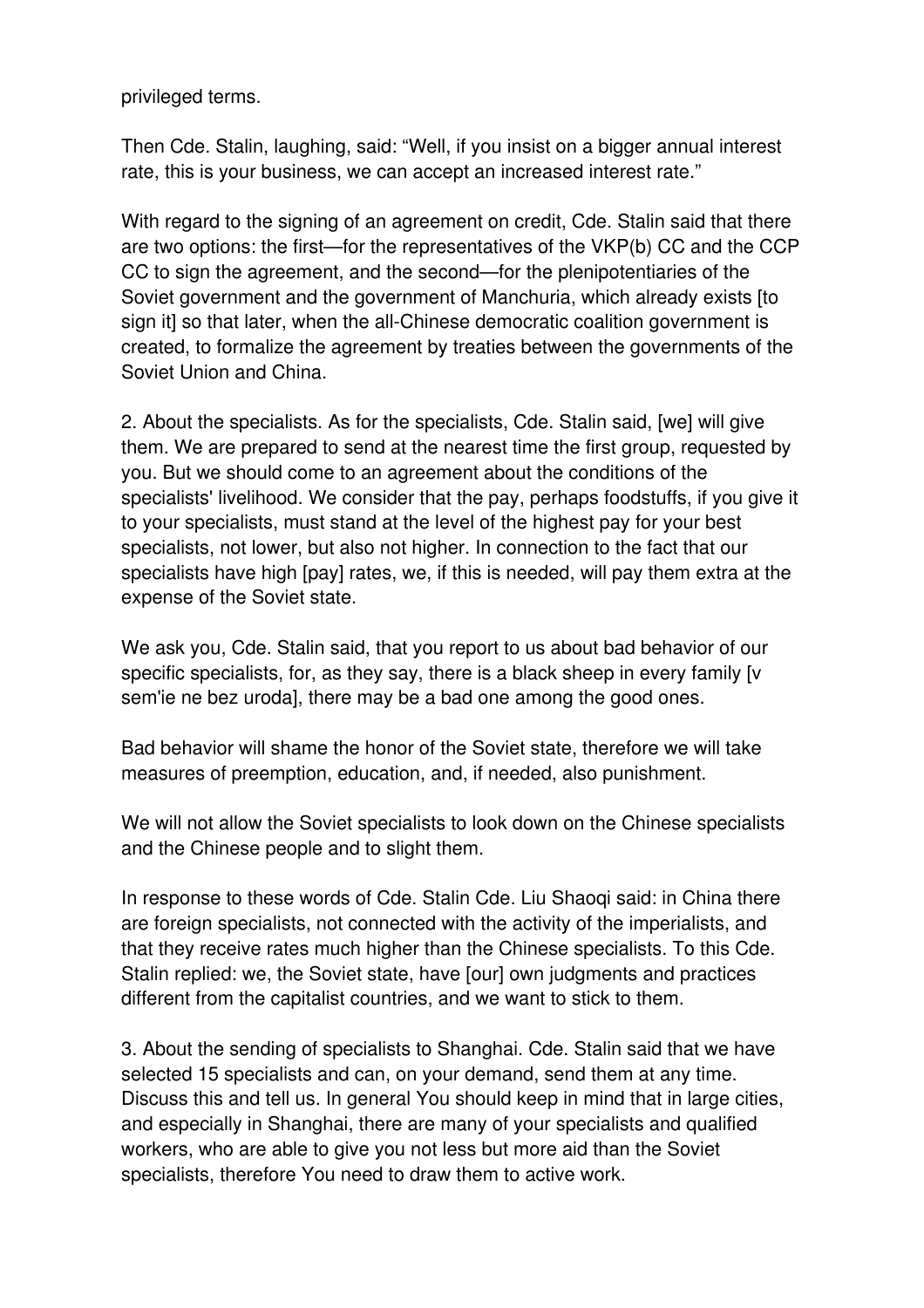privileged terms.

Then Cde. Stalin, laughing, said: "Well, if you insist on a bigger annual interest rate, this is your business, we can accept an increased interest rate."

With regard to the signing of an agreement on credit, Cde. Stalin said that there are two options: the first—for the representatives of the VKP(b) CC and the CCP CC to sign the agreement, and the second—for the plenipotentiaries of the Soviet government and the government of Manchuria, which already exists [to sign it] so that later, when the all-Chinese democratic coalition government is created, to formalize the agreement by treaties between the governments of the Soviet Union and China.

2. About the specialists. As for the specialists, Cde. Stalin said, [we] will give them. We are prepared to send at the nearest time the first group, requested by you. But we should come to an agreement about the conditions of the specialists' livelihood. We consider that the pay, perhaps foodstuffs, if you give it to your specialists, must stand at the level of the highest pay for your best specialists, not lower, but also not higher. In connection to the fact that our specialists have high [pay] rates, we, if this is needed, will pay them extra at the expense of the Soviet state.

We ask you, Cde. Stalin said, that you report to us about bad behavior of our specific specialists, for, as they say, there is a black sheep in every family [v sem'ie ne bez uroda], there may be a bad one among the good ones.

Bad behavior will shame the honor of the Soviet state, therefore we will take measures of preemption, education, and, if needed, also punishment.

We will not allow the Soviet specialists to look down on the Chinese specialists and the Chinese people and to slight them.

In response to these words of Cde. Stalin Cde. Liu Shaoqi said: in China there are foreign specialists, not connected with the activity of the imperialists, and that they receive rates much higher than the Chinese specialists. To this Cde. Stalin replied: we, the Soviet state, have [our] own judgments and practices different from the capitalist countries, and we want to stick to them.

3. About the sending of specialists to Shanghai. Cde. Stalin said that we have selected 15 specialists and can, on your demand, send them at any time. Discuss this and tell us. In general You should keep in mind that in large cities, and especially in Shanghai, there are many of your specialists and qualified workers, who are able to give you not less but more aid than the Soviet specialists, therefore You need to draw them to active work.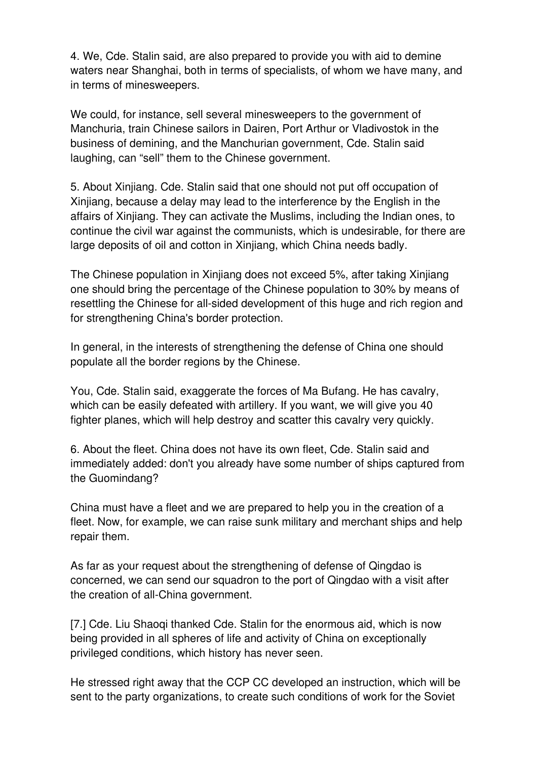4. We, Cde. Stalin said, are also prepared to provide you with aid to demine waters near Shanghai, both in terms of specialists, of whom we have many, and in terms of minesweepers.

We could, for instance, sell several minesweepers to the government of Manchuria, train Chinese sailors in Dairen, Port Arthur or Vladivostok in the business of demining, and the Manchurian government, Cde. Stalin said laughing, can "sell" them to the Chinese government.

5. About Xinjiang. Cde. Stalin said that one should not put off occupation of Xinjiang, because a delay may lead to the interference by the English in the affairs of Xinjiang. They can activate the Muslims, including the Indian ones, to continue the civil war against the communists, which is undesirable, for there are large deposits of oil and cotton in Xinjiang, which China needs badly.

The Chinese population in Xinjiang does not exceed 5%, after taking Xinjiang one should bring the percentage of the Chinese population to 30% by means of resettling the Chinese for all-sided development of this huge and rich region and for strengthening China's border protection.

In general, in the interests of strengthening the defense of China one should populate all the border regions by the Chinese.

You, Cde. Stalin said, exaggerate the forces of Ma Bufang. He has cavalry, which can be easily defeated with artillery. If you want, we will give you 40 fighter planes, which will help destroy and scatter this cavalry very quickly.

6. About the fleet. China does not have its own fleet, Cde. Stalin said and immediately added: don't you already have some number of ships captured from the Guomindang?

China must have a fleet and we are prepared to help you in the creation of a fleet. Now, for example, we can raise sunk military and merchant ships and help repair them.

As far as your request about the strengthening of defense of Qingdao is concerned, we can send our squadron to the port of Qingdao with a visit after the creation of all-China government.

[7.] Cde. Liu Shaoqi thanked Cde. Stalin for the enormous aid, which is now being provided in all spheres of life and activity of China on exceptionally privileged conditions, which history has never seen.

He stressed right away that the CCP CC developed an instruction, which will be sent to the party organizations, to create such conditions of work for the Soviet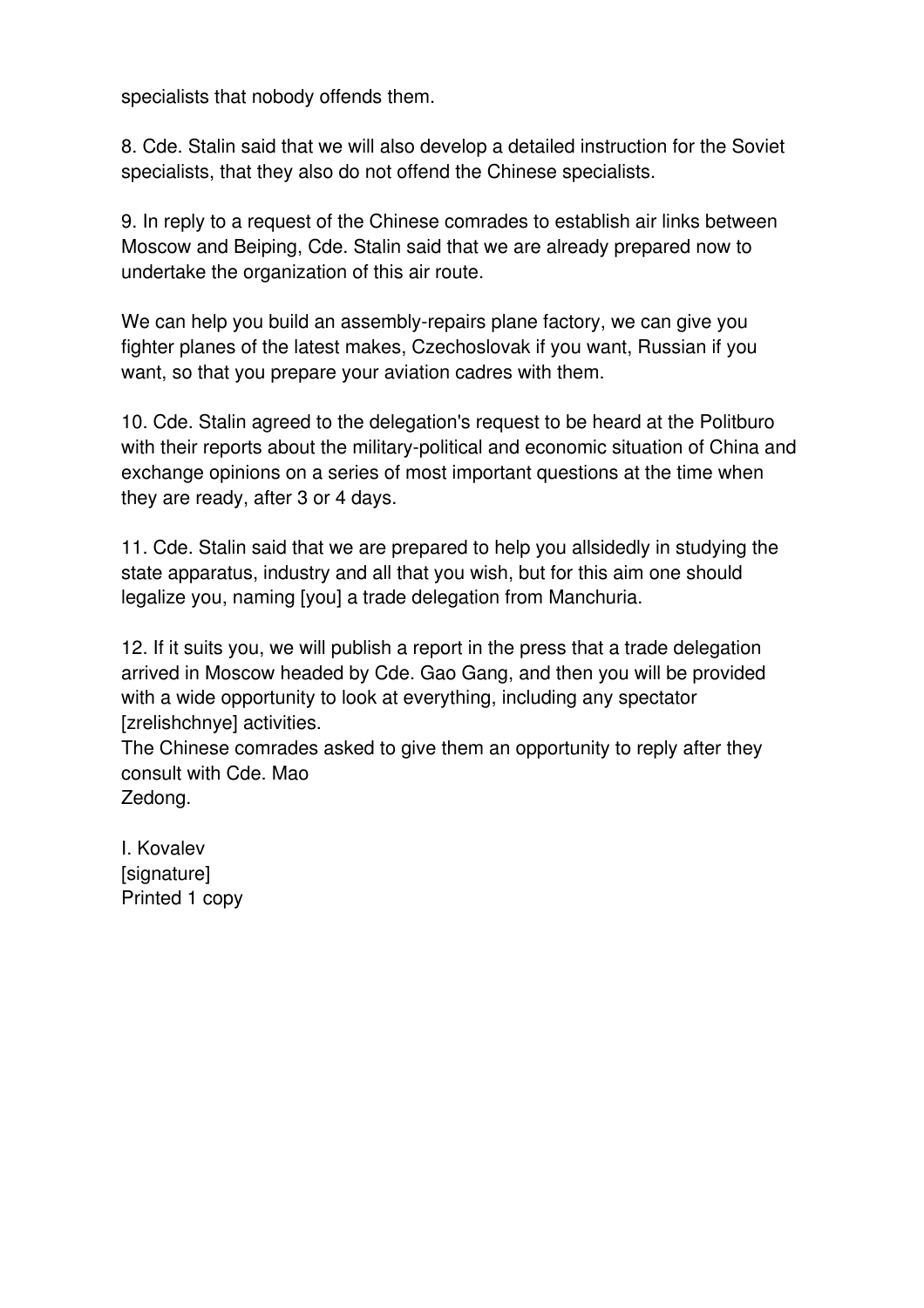specialists that nobody offends them.

8. Cde. Stalin said that we will also develop a detailed instruction for the Soviet specialists, that they also do not offend the Chinese specialists.

9. In reply to a request of the Chinese comrades to establish air links between Moscow and Beiping, Cde. Stalin said that we are already prepared now to undertake the organization of this air route.

We can help you build an assembly-repairs plane factory, we can give you fighter planes of the latest makes, Czechoslovak if you want, Russian if you want, so that you prepare your aviation cadres with them.

10. Cde. Stalin agreed to the delegation's request to be heard at the Politburo with their reports about the military-political and economic situation of China and exchange opinions on a series of most important questions at the time when they are ready, after 3 or 4 days.

11. Cde. Stalin said that we are prepared to help you allsidedly in studying the state apparatus, industry and all that you wish, but for this aim one should legalize you, naming [you] a trade delegation from Manchuria.

12. If it suits you, we will publish a report in the press that a trade delegation arrived in Moscow headed by Cde. Gao Gang, and then you will be provided with a wide opportunity to look at everything, including any spectator [zrelishchnye] activities.
The Chinese comrades asked to give them an opportunity to reply after they consult with Cde. Mao Zedong.

I. Kovalev
[signature]
Printed 1 copy